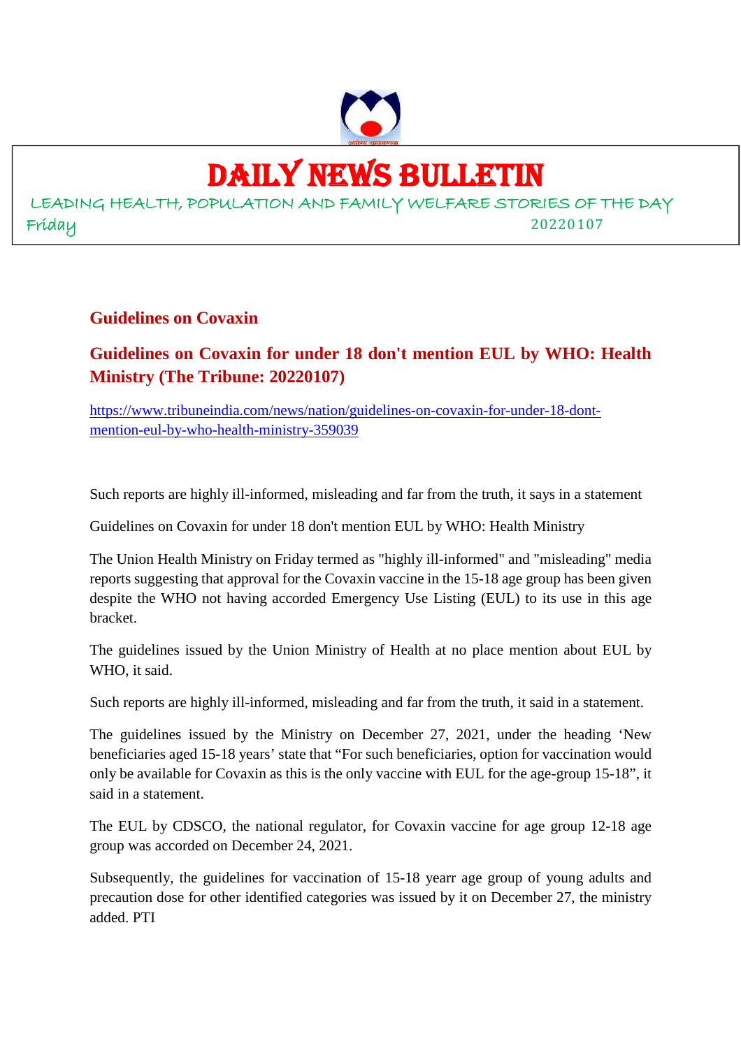# DAILY NEWS BULLETIN

LEADING HEALTH, POPULATION AND FAMILY WELFARE STORIES OF THE DAY

Friday 20220107

## Guidelines on Covaxin

## Guidelines on Covaxin for under 18 don't mention EUL by WHO: Health Ministry (The Tribune: 20220107)

https://www.tribuneindia.com/news/nation/guidelines-on-covaxin-for-under-18-dont-mention-eul-by-who-health-ministry-359039

Such reports are highly ill-informed, misleading and far from the truth, it says in a statement

Guidelines on Covaxin for under 18 don't mention EUL by WHO: Health Ministry

The Union Health Ministry on Friday termed as "highly ill-informed" and "misleading" media reports suggesting that approval for the Covaxin vaccine in the 15-18 age group has been given despite the WHO not having accorded Emergency Use Listing (EUL) to its use in this age bracket.

The guidelines issued by the Union Ministry of Health at no place mention about EUL by WHO, it said.

Such reports are highly ill-informed, misleading and far from the truth, it said in a statement.

The guidelines issued by the Ministry on December 27, 2021, under the heading 'New beneficiaries aged 15-18 years' state that "For such beneficiaries, option for vaccination would only be available for Covaxin as this is the only vaccine with EUL for the age-group 15-18", it said in a statement.

The EUL by CDSCO, the national regulator, for Covaxin vaccine for age group 12-18 age group was accorded on December 24, 2021.

Subsequently, the guidelines for vaccination of 15-18 yearr age group of young adults and precaution dose for other identified categories was issued by it on December 27, the ministry added. PTI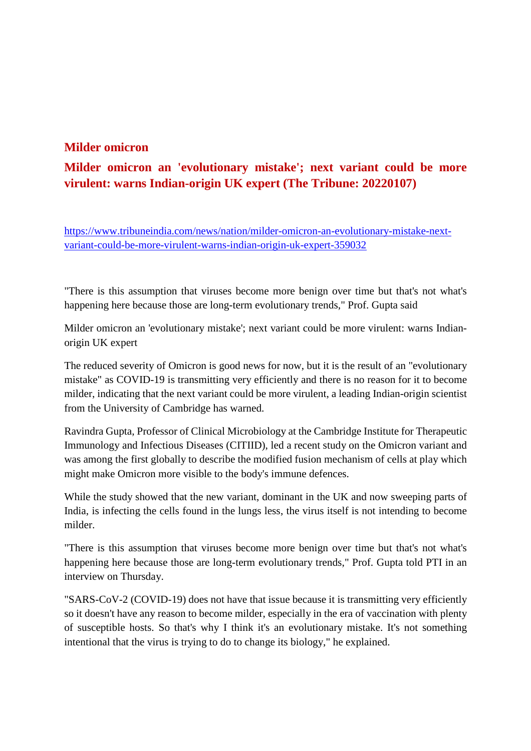## Milder omicron

## Milder omicron an 'evolutionary mistake'; next variant could be more virulent: warns Indian-origin UK expert (The Tribune: 20220107)

https://www.tribuneindia.com/news/nation/milder-omicron-an-evolutionary-mistake-next-variant-could-be-more-virulent-warns-indian-origin-uk-expert-359032

"There is this assumption that viruses become more benign over time but that's not what's happening here because those are long-term evolutionary trends," Prof. Gupta said

Milder omicron an 'evolutionary mistake'; next variant could be more virulent: warns Indian-origin UK expert

The reduced severity of Omicron is good news for now, but it is the result of an "evolutionary mistake" as COVID-19 is transmitting very efficiently and there is no reason for it to become milder, indicating that the next variant could be more virulent, a leading Indian-origin scientist from the University of Cambridge has warned.

Ravindra Gupta, Professor of Clinical Microbiology at the Cambridge Institute for Therapeutic Immunology and Infectious Diseases (CITIID), led a recent study on the Omicron variant and was among the first globally to describe the modified fusion mechanism of cells at play which might make Omicron more visible to the body's immune defences.

While the study showed that the new variant, dominant in the UK and now sweeping parts of India, is infecting the cells found in the lungs less, the virus itself is not intending to become milder.

"There is this assumption that viruses become more benign over time but that's not what's happening here because those are long-term evolutionary trends," Prof. Gupta told PTI in an interview on Thursday.

"SARS-CoV-2 (COVID-19) does not have that issue because it is transmitting very efficiently so it doesn't have any reason to become milder, especially in the era of vaccination with plenty of susceptible hosts. So that's why I think it's an evolutionary mistake. It's not something intentional that the virus is trying to do to change its biology," he explained.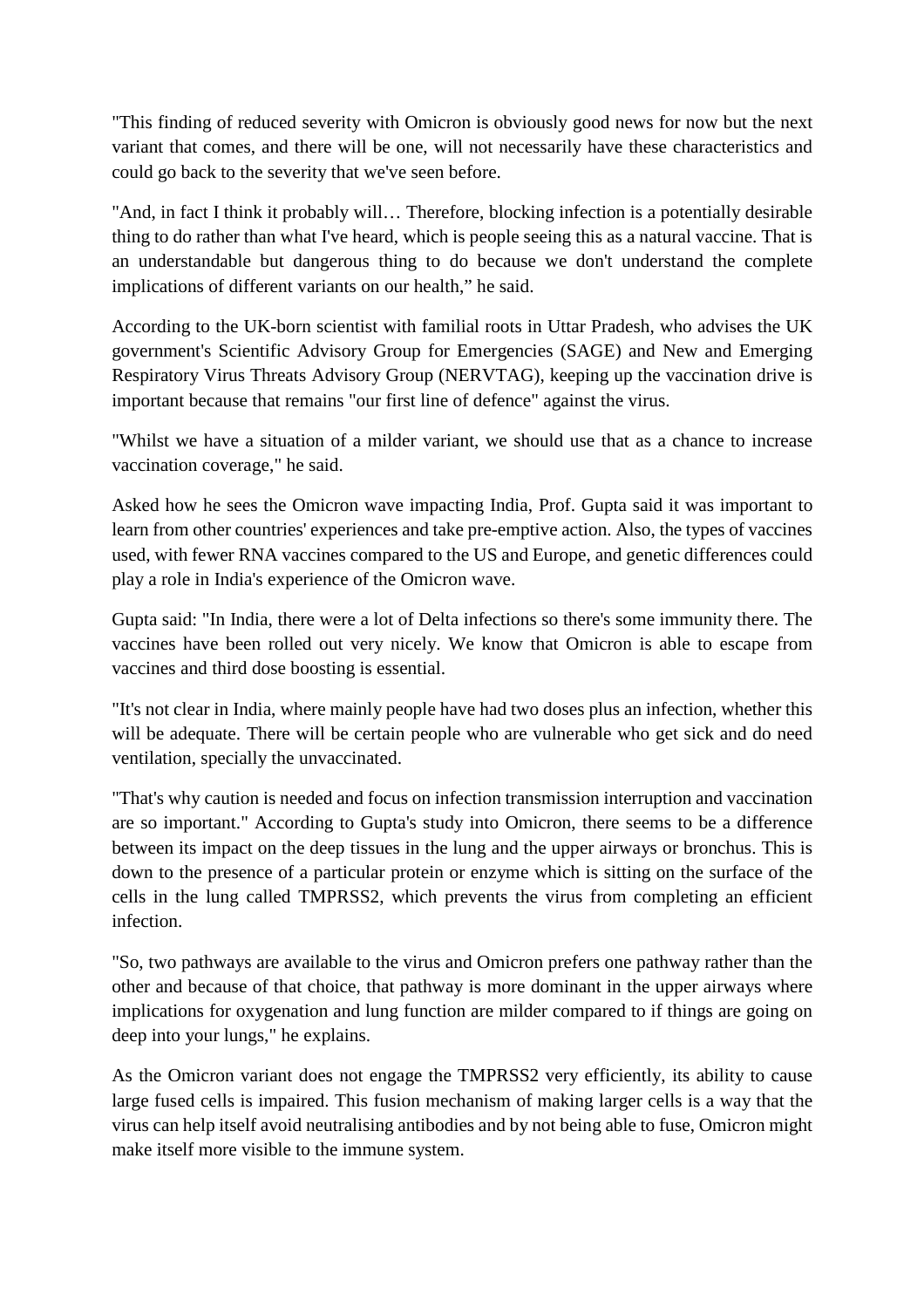"This finding of reduced severity with Omicron is obviously good news for now but the next variant that comes, and there will be one, will not necessarily have these characteristics and could go back to the severity that we've seen before.

"And, in fact I think it probably will… Therefore, blocking infection is a potentially desirable thing to do rather than what I've heard, which is people seeing this as a natural vaccine. That is an understandable but dangerous thing to do because we don't understand the complete implications of different variants on our health," he said.

According to the UK-born scientist with familial roots in Uttar Pradesh, who advises the UK government's Scientific Advisory Group for Emergencies (SAGE) and New and Emerging Respiratory Virus Threats Advisory Group (NERVTAG), keeping up the vaccination drive is important because that remains "our first line of defence" against the virus.

"Whilst we have a situation of a milder variant, we should use that as a chance to increase vaccination coverage," he said.

Asked how he sees the Omicron wave impacting India, Prof. Gupta said it was important to learn from other countries' experiences and take pre-emptive action. Also, the types of vaccines used, with fewer RNA vaccines compared to the US and Europe, and genetic differences could play a role in India's experience of the Omicron wave.

Gupta said: "In India, there were a lot of Delta infections so there's some immunity there. The vaccines have been rolled out very nicely. We know that Omicron is able to escape from vaccines and third dose boosting is essential.

"It's not clear in India, where mainly people have had two doses plus an infection, whether this will be adequate. There will be certain people who are vulnerable who get sick and do need ventilation, specially the unvaccinated.

"That's why caution is needed and focus on infection transmission interruption and vaccination are so important." According to Gupta's study into Omicron, there seems to be a difference between its impact on the deep tissues in the lung and the upper airways or bronchus. This is down to the presence of a particular protein or enzyme which is sitting on the surface of the cells in the lung called TMPRSS2, which prevents the virus from completing an efficient infection.

"So, two pathways are available to the virus and Omicron prefers one pathway rather than the other and because of that choice, that pathway is more dominant in the upper airways where implications for oxygenation and lung function are milder compared to if things are going on deep into your lungs," he explains.

As the Omicron variant does not engage the TMPRSS2 very efficiently, its ability to cause large fused cells is impaired. This fusion mechanism of making larger cells is a way that the virus can help itself avoid neutralising antibodies and by not being able to fuse, Omicron might make itself more visible to the immune system.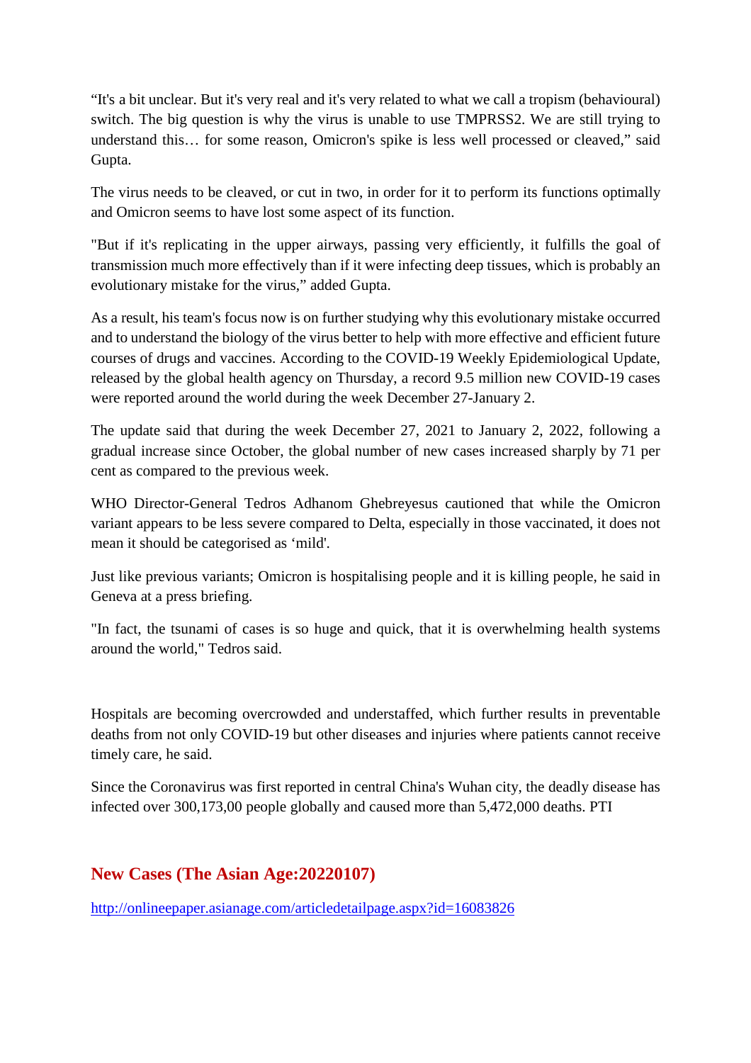“It's a bit unclear. But it's very real and it's very related to what we call a tropism (behavioural) switch. The big question is why the virus is unable to use TMPRSS2. We are still trying to understand this… for some reason, Omicron's spike is less well processed or cleaved,” said Gupta.

The virus needs to be cleaved, or cut in two, in order for it to perform its functions optimally and Omicron seems to have lost some aspect of its function.

"But if it's replicating in the upper airways, passing very efficiently, it fulfills the goal of transmission much more effectively than if it were infecting deep tissues, which is probably an evolutionary mistake for the virus,” added Gupta.

As a result, his team's focus now is on further studying why this evolutionary mistake occurred and to understand the biology of the virus better to help with more effective and efficient future courses of drugs and vaccines. According to the COVID-19 Weekly Epidemiological Update, released by the global health agency on Thursday, a record 9.5 million new COVID-19 cases were reported around the world during the week December 27-January 2.

The update said that during the week December 27, 2021 to January 2, 2022, following a gradual increase since October, the global number of new cases increased sharply by 71 per cent as compared to the previous week.

WHO Director-General Tedros Adhanom Ghebreyesus cautioned that while the Omicron variant appears to be less severe compared to Delta, especially in those vaccinated, it does not mean it should be categorised as ‘mild'.

Just like previous variants; Omicron is hospitalising people and it is killing people, he said in Geneva at a press briefing.

"In fact, the tsunami of cases is so huge and quick, that it is overwhelming health systems around the world," Tedros said.

Hospitals are becoming overcrowded and understaffed, which further results in preventable deaths from not only COVID-19 but other diseases and injuries where patients cannot receive timely care, he said.

Since the Coronavirus was first reported in central China's Wuhan city, the deadly disease has infected over 300,173,00 people globally and caused more than 5,472,000 deaths. PTI

## New Cases (The Asian Age:20220107)

http://onlineepaper.asianage.com/articledetailpage.aspx?id=16083826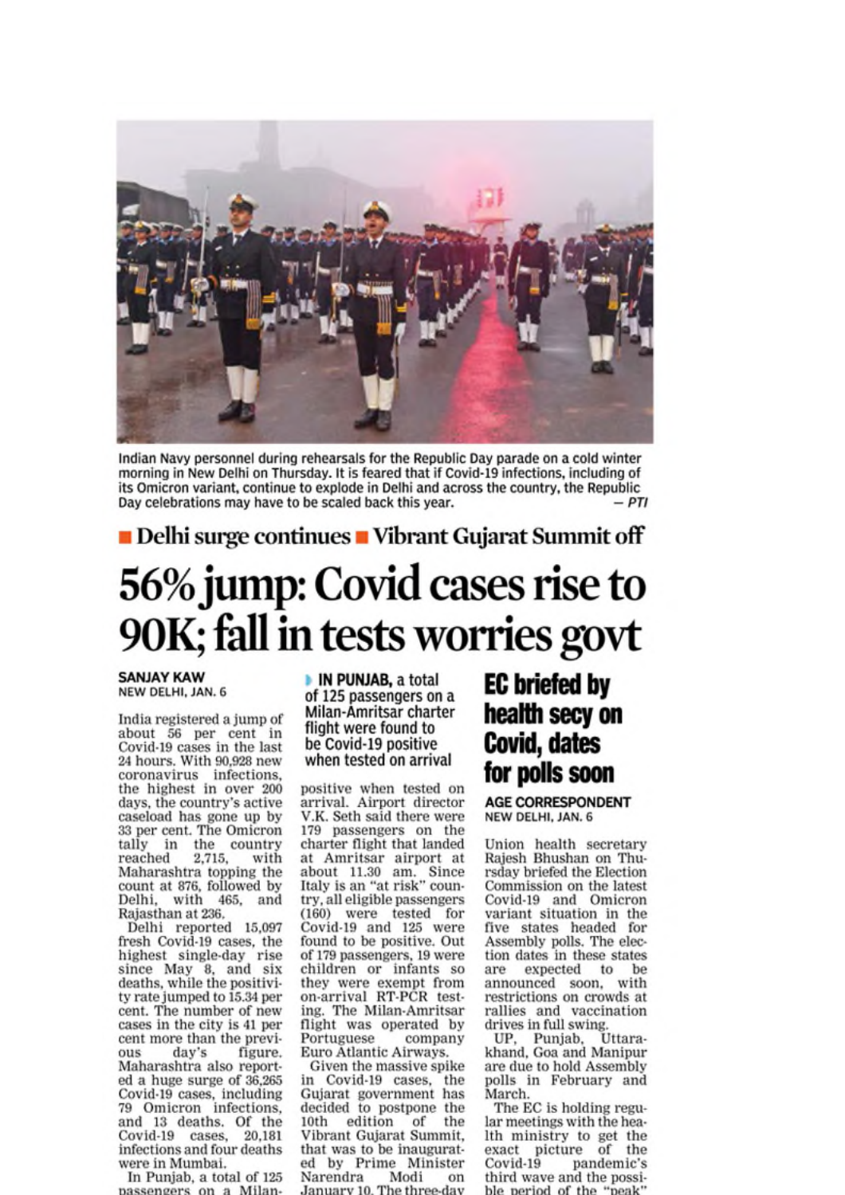Indian Navy personnel during rehearsals for the Republic Day parade on a cold winter morning in New Delhi on Thursday. It is feared that if Covid-19 infections, including of its Omicron variant, continue to explode in Delhi and across the country, the Republic Day celebrations may have to be scaled back this year. — *PTI*

■ Delhi surge continues ■ Vibrant Gujarat Summit off

# 56% jump: Covid cases rise to 90K; fall in tests worries govt

**SANJAY KAW**
NEW DELHI, JAN. 6

India registered a jump of about 56 per cent in Covid-19 cases in the last 24 hours. With 90,928 new coronavirus infections, the highest in over 200 days, the country's active caseload has gone up by 33 per cent. The Omicron tally in the country reached 2,715, with Maharashtra topping the count at 876, followed by Delhi, with 465, and Rajasthan at 236.

Delhi reported 15,097 fresh Covid-19 cases, the highest single-day rise since May 8, and six deaths, while the positivity rate jumped to 15.34 per cent. The number of new cases in the city is 41 per cent more than the previous day's figure. Maharashtra also reported a huge surge of 36,265 Covid-19 cases, including 79 Omicron infections, and 13 deaths. Of the Covid-19 cases, 20,181 infections and four deaths were in Mumbai.

**IN PUNJAB,** a total of 125 passengers on a Milan-Amritsar charter flight were found to be Covid-19 positive when tested on arrival

In Punjab, a total of 125 passengers on a Milan-Amritsar charter flight were found to be Covid-19 positive when tested on arrival. Airport director V.K. Seth said there were 179 passengers on the charter flight that landed at Amritsar airport at about 11.30 am. Since Italy is an "at risk" country, all eligible passengers (160) were tested for Covid-19 and 125 were found to be positive. Out of 179 passengers, 19 were children or infants so they were exempt from on-arrival RT-PCR testing. The Milan-Amritsar flight was operated by Portuguese company Euro Atlantic Airways.

Given the massive spike in Covid-19 cases, the Gujarat government has decided to postpone the 10th edition of the Vibrant Gujarat Summit, that was to be inaugurated by Prime Minister Narendra Modi on January 10. The three-day

## EC briefed by health secy on Covid, dates for polls soon

**AGE CORRESPONDENT**
NEW DELHI, JAN. 6

Union health secretary Rajesh Bhushan on Thursday briefed the Election Commission on the latest Covid-19 and Omicron variant situation in the five states headed for Assembly polls. The election dates in these states are expected to be announced soon, with restrictions on crowds at rallies and vaccination drives in full swing.

UP, Punjab, Uttarakhand, Goa and Manipur are due to hold Assembly polls in February and March.

The EC is holding regular meetings with the health ministry to get the exact picture of the Covid-19 pandemic's third wave and the possible period of the "peak"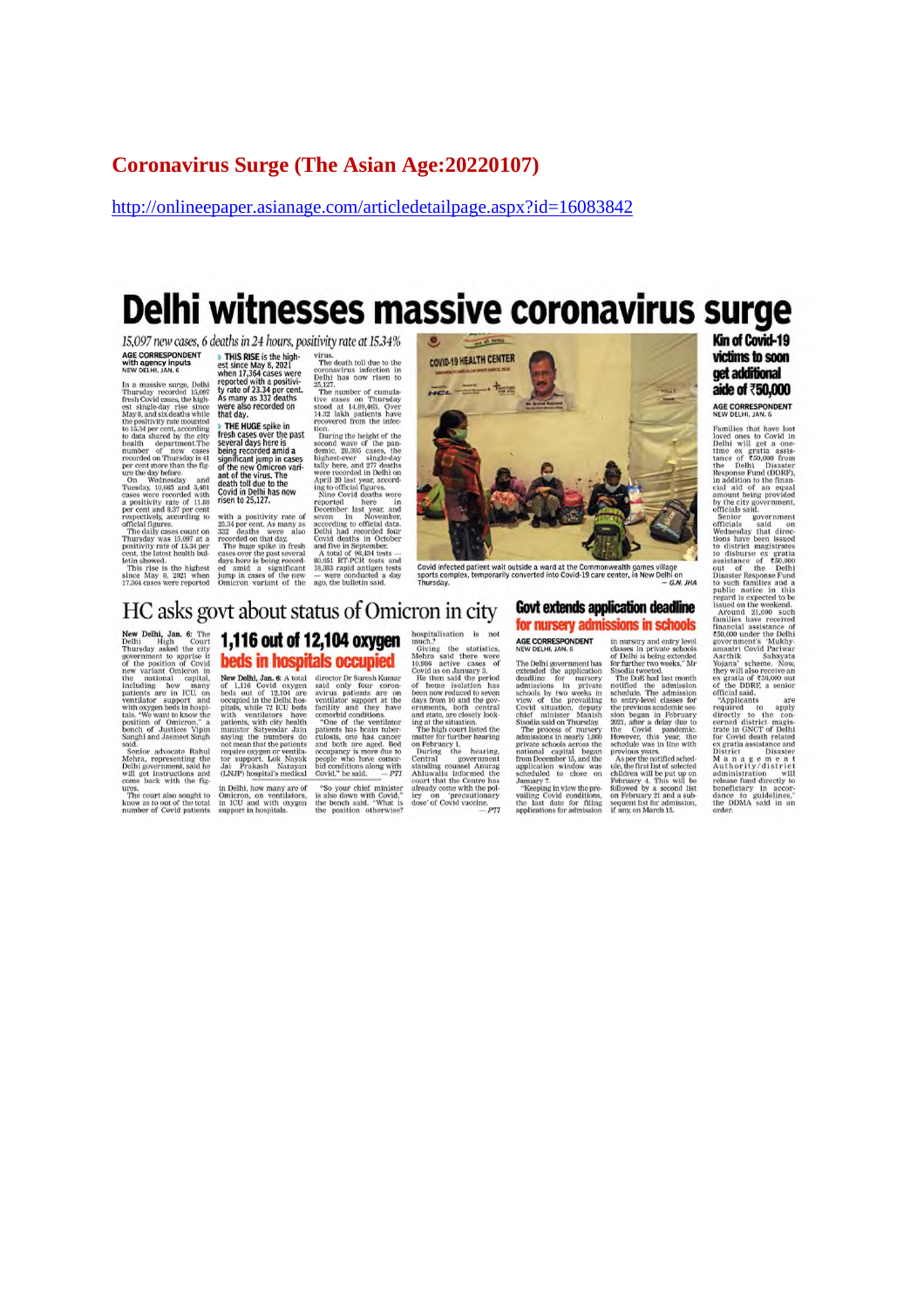# Coronavirus Surge (The Asian Age:20220107)

http://onlineepaper.asianage.com/articledetailpage.aspx?id=16083842

# Delhi witnesses massive coronavirus surge

*15,097 new cases, 6 deaths in 24 hours, positivity rate at 15.34%*

AGE CORRESPONDENT
with agency inputs
NEW DELHI, JAN. 6

In a massive surge, Delhi Thursday recorded 15,097 fresh Covid cases, the highest single-day rise since May 8, and six deaths while the positivity rate mounted to 15.34 per cent, according to data shared by the city health department. The number of new cases recorded on Thursday is 41 per cent more than the figure the day before.

On Wednesday and Tuesday, 10,665 and 5,481 cases were recorded with a positivity rate of 11.88 per cent and 8.37 per cent respectively, according to official figures.

The daily cases count on Thursday was 15,097 at a positivity rate of 15.34 per cent, the latest health bulletin showed.

This rise is the highest since May 8, 2021 when 17,364 cases were reported with a positivity rate of 23.34 per cent. As many as 332 deaths were also recorded on that day.

The huge spike in fresh cases over the past several days here is being recorded amid a significant jump in cases of the new Omicron variant of the virus.

The death toll due to the coronavirus infection in Delhi has now risen to 25,127.

The number of cumulative cases on Thursday stood at 14,89,463. Over 14.32 lakh patients have recovered from the infection.

During the height of the second wave of the pandemic, 28,395 cases, the highest-ever single-day tally here, and 277 deaths were recorded in Delhi on April 20 last year, according to official figures.

Nine Covid deaths were reported here in December last year, and seven in November, according to official data. Delhi had recorded four Covid deaths in October and five in September.

A total of 98,434 tests — 80,051 RT-PCR tests and 18,383 rapid antigen tests — were conducted a day ago, the bulletin said.

> **THIS RISE** is the highest since May 8, 2021 when 17,364 cases were reported with a positivity rate of 23.34 per cent. As many as 332 deaths were also recorded on that day.
>
> **THE HUGE** spike in fresh cases over the past several days here is being recorded amid a significant jump in cases of the new Omicron variant of the virus. The death toll due to the Covid in Delhi has now risen to 25,127.

Covid infected patient wait outside a ward at the Commonwealth games village sports complex, temporarily converted into Covid-19 care center, in New Delhi on Thursday. — G.N. JHA

## HC asks govt about status of Omicron in city

New Delhi, Jan. 6: The Delhi High Court Thursday asked the city government to apprise it of the position of Covid new variant Omicron in the national capital, including how many patients are in ICU, on ventilator support and with oxygen beds in hospitals. "We want to know the position of Omicron," a bench of Justices Vipin Sanghi and Jasmeet Singh said.

Senior advocate Rahul Mehra, representing the Delhi government, said he will get instructions and come back with the figures.

The court also sought to know as to out of the total number of Covid patients in Delhi, how many are of Omicron, on ventilators, in ICU and with oxygen support in hospitals.

"So your chief minister is also down with Covid," the bench said. "What is the position otherwise? hospitalisation is not much."

Giving the statistics, Mehra said there were 10,986 active cases of Covid as on January 3.

He then said the period of home isolation has been now reduced to seven days from 10 and the governments, both central and state, are closely looking at the situation.

The high court listed the matter for further hearing on February 1.

During the hearing, Central government standing counsel Anurag Ahluwalia informed the court that the Centre has already come with the policy on 'precautionary dose' of Covid vaccine. — *PTI*

## 1,116 out of 12,104 oxygen beds in hospitals occupied

New Delhi, Jan. 6: A total of 1,116 Covid oxygen beds out of 12,104 are occupied in the Delhi hospitals, while 72 ICU beds with ventilators have patients, with city health minister Satyendar Jain saying the numbers do not mean that the patients require oxygen or ventilator support. Lok Nayak Jai Prakash Narayan (LNJP) hospital's medical director Dr Suresh Kumar said only four coronavirus patients are on ventilator support at the facility and they have comorbid conditions.

"One of the ventilator patients has brain tuberculosis, one has cancer and both are aged. Bed occupancy is more due to people who have comorbid conditions along with Covid," he said. — *PTI*

## Govt extends application deadline for nursery admissions in schools

AGE CORRESPONDENT
NEW DELHI, JAN. 6

The Delhi government has extended the application deadline for nursery admissions in private schools by two weeks in view of the prevailing Covid situation, deputy chief minister Manish Sisodia said on Thursday.

The process of nursery admissions in nearly 1,800 private schools across the national capital began from December 15, and the application window was scheduled to close on January 7.

"Keeping in view the prevailing Covid conditions, the last date for filing applications for admission in nursery and entry level classes in private schools of Delhi is being extended for further two weeks," Mr Sisodia tweeted.

The DoE had last month notified the admission schedule. The admission to entry-level classes for the previous academic session began in February 2021, after a delay due to the Covid pandemic. However, this year, the schedule was in line with previous years.

As per the notified schedule, the first list of selected children will be put up on February 4. This will be followed by a second list on February 21 and a subsequent list for admission, if any, on March 15.

## Kin of Covid-19 victims to soon get additional aide of ₹50,000

AGE CORRESPONDENT
NEW DELHI, JAN. 6

Families that have lost loved ones to Covid in Delhi will get a one-time ex gratia assistance of ₹50,000 from the Delhi Disaster Response Fund (DDRF), in addition to the financial aid of an equal amount being provided by the city government, officials said.

Senior government officials said on Wednesday that directions have been issued to district magistrates to disburse ex gratia assistance of ₹50,000 out of the Delhi Disaster Response Fund to such families and a public notice in this regard is expected to be issued on the weekend.

Around 21,000 such families have received financial assistance of ₹50,000 under the Delhi government's 'Mukhyamantri Covid Pariwar Aarthik Sahayata Yojana' scheme. Now, they will also receive an ex gratia of ₹50,000 out of the DDRF, a senior official said.

"Applicants are required to apply directly to the concerned district magistrate in GNCT of Delhi for Covid death related ex gratia assistance and District Disaster Management Authority/district administration will release fund directly to beneficiary in accordance to guidelines," the DDMA said in an order.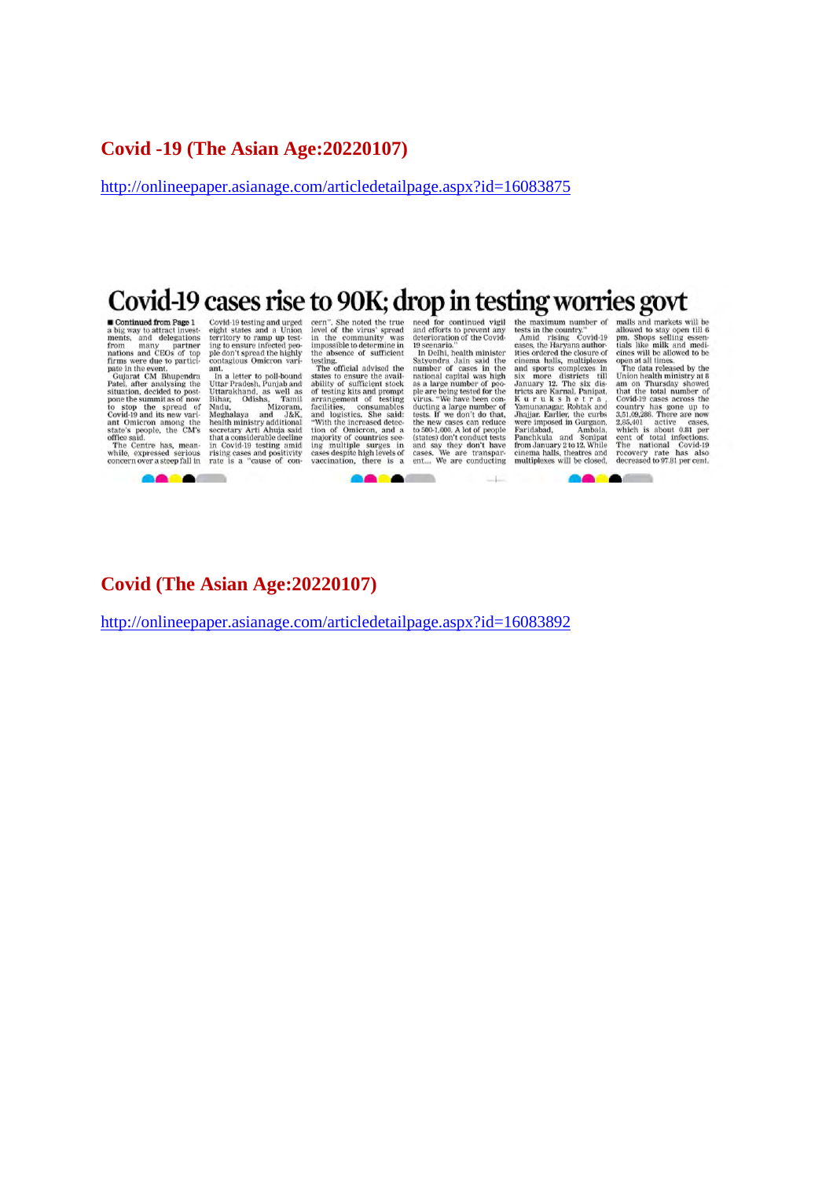## Covid -19 (The Asian Age:20220107)

http://onlineepaper.asianage.com/articledetailpage.aspx?id=16083875

# Covid-19 cases rise to 90K; drop in testing worries govt

■ Continued from Page 1

a big way to attract investments, and delegations from many partner nations and CEOs of top firms were due to participate in the event.

Gujarat CM Bhupendra Patel, after analysing the situation, decided to postpone the summit as of now to stop the spread of Covid-19 and its new variant Omicron among the state's people, the CM's office said.

The Centre has, meanwhile, expressed serious concern over a steep fall in Covid-19 testing and urged eight states and a Union territory to ramp up testing to ensure infected people don't spread the highly contagious Omicron variant.

In a letter to poll-bound Uttar Pradesh, Punjab and Uttarakhand, as well as Bihar, Odisha, Tamil Nadu, Mizoram, Meghalaya and J&K, health ministry additional secretary Arti Ahuja said that a considerable decline in Covid-19 testing amid rising cases and positivity rate is a "cause of concern". She noted the true level of the virus' spread in the community was impossible to determine in the absence of sufficient testing.

The official advised the states to ensure the availability of sufficient stock of testing kits and prompt arrangement of testing facilities, consumables and logistics. She said: "With the increased detection of Omicron, and a majority of countries seeing multiple surges in cases despite high levels of vaccination, there is a need for continued vigil and efforts to prevent any deterioration of the Covid-19 scenario."

In Delhi, health minister Satyendra Jain said the number of cases in the national capital was high as a large number of people are being tested for the virus. "We have been conducting a large number of tests. If we don't do that, the new cases can reduce to 500-1,000. A lot of people (states) don't conduct tests and say they don't have cases. We are transparent.... We are conducting the maximum number of tests in the country."

Amid rising Covid-19 cases, the Haryana authorities ordered the closure of cinema halls, multiplexes and sports complexes in six more districts till January 12. The six districts are Karnal, Panipat, Kurukshetra, Yamunanagar, Rohtak and Jhajjar. Earlier, the curbs were imposed in Gurgaon, Faridabad, Ambala, Panchkula and Sonipat from January 2 to 12. While cinema halls, theatres and multiplexes will be closed, malls and markets will be allowed to stay open till 6 pm. Shops selling essentials like milk and medicines will be allowed to be open at all times.

The data released by the Union health ministry at 8 am on Thursday showed that the total number of Covid-19 cases across the country has gone up to 3,51,09,286. There are now 2,85,401 active cases, which is about 0.81 per cent of total infections. The national Covid-19 recovery rate has also decreased to 97.81 per cent.

## Covid (The Asian Age:20220107)

http://onlineepaper.asianage.com/articledetailpage.aspx?id=16083892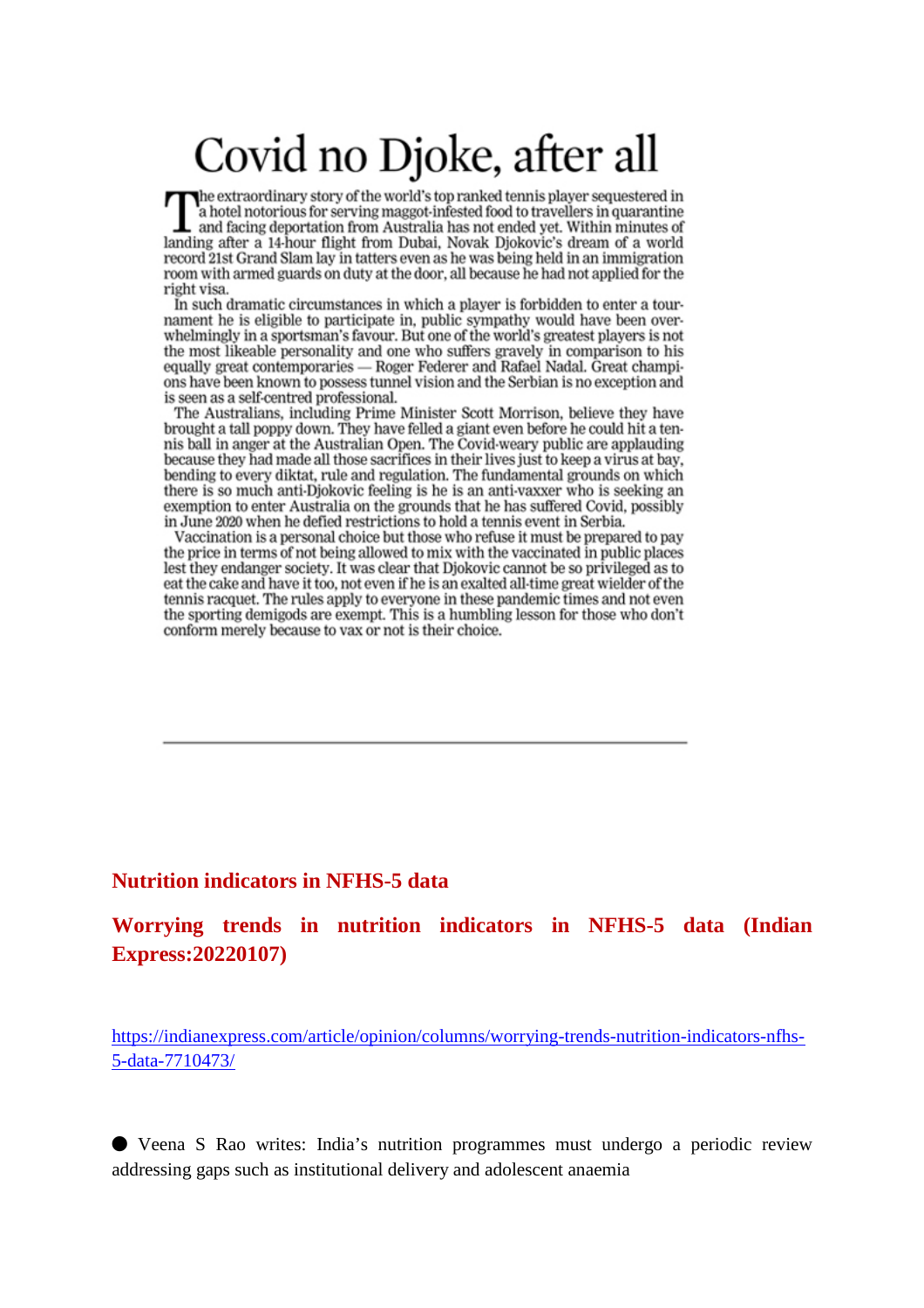# Covid no Djoke, after all

The extraordinary story of the world's top ranked tennis player sequestered in a hotel notorious for serving maggot-infested food to travellers in quarantine and facing deportation from Australia has not ended yet. Within minutes of landing after a 14-hour flight from Dubai, Novak Djokovic's dream of a world record 21st Grand Slam lay in tatters even as he was being held in an immigration room with armed guards on duty at the door, all because he had not applied for the right visa.

In such dramatic circumstances in which a player is forbidden to enter a tournament he is eligible to participate in, public sympathy would have been overwhelmingly in a sportsman's favour. But one of the world's greatest players is not the most likeable personality and one who suffers gravely in comparison to his equally great contemporaries — Roger Federer and Rafael Nadal. Great champions have been known to possess tunnel vision and the Serbian is no exception and is seen as a self-centred professional.

The Australians, including Prime Minister Scott Morrison, believe they have brought a tall poppy down. They have felled a giant even before he could hit a tennis ball in anger at the Australian Open. The Covid-weary public are applauding because they had made all those sacrifices in their lives just to keep a virus at bay, bending to every diktat, rule and regulation. The fundamental grounds on which there is so much anti-Djokovic feeling is he is an anti-vaxxer who is seeking an exemption to enter Australia on the grounds that he has suffered Covid, possibly in June 2020 when he defied restrictions to hold a tennis event in Serbia.

Vaccination is a personal choice but those who refuse it must be prepared to pay the price in terms of not being allowed to mix with the vaccinated in public places lest they endanger society. It was clear that Djokovic cannot be so privileged as to eat the cake and have it too, not even if he is an exalted all-time great wielder of the tennis racquet. The rules apply to everyone in these pandemic times and not even the sporting demigods are exempt. This is a humbling lesson for those who don't conform merely because to vax or not is their choice.

---

## Nutrition indicators in NFHS-5 data

## Worrying trends in nutrition indicators in NFHS-5 data (Indian Express:20220107)

https://indianexpress.com/article/opinion/columns/worrying-trends-nutrition-indicators-nfhs-5-data-7710473/

- Veena S Rao writes: India's nutrition programmes must undergo a periodic review addressing gaps such as institutional delivery and adolescent anaemia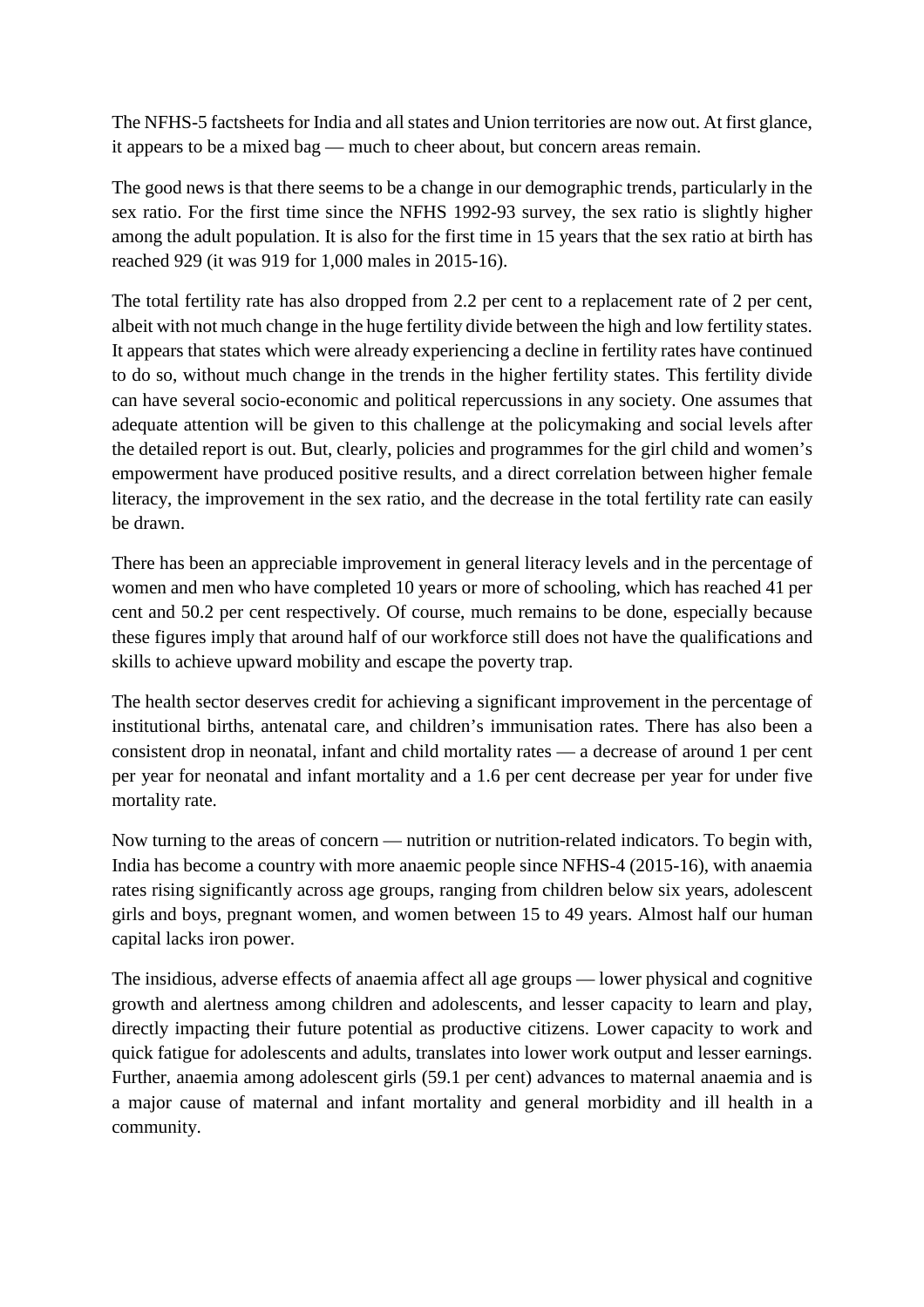The NFHS-5 factsheets for India and all states and Union territories are now out. At first glance, it appears to be a mixed bag — much to cheer about, but concern areas remain.

The good news is that there seems to be a change in our demographic trends, particularly in the sex ratio. For the first time since the NFHS 1992-93 survey, the sex ratio is slightly higher among the adult population. It is also for the first time in 15 years that the sex ratio at birth has reached 929 (it was 919 for 1,000 males in 2015-16).

The total fertility rate has also dropped from 2.2 per cent to a replacement rate of 2 per cent, albeit with not much change in the huge fertility divide between the high and low fertility states. It appears that states which were already experiencing a decline in fertility rates have continued to do so, without much change in the trends in the higher fertility states. This fertility divide can have several socio-economic and political repercussions in any society. One assumes that adequate attention will be given to this challenge at the policymaking and social levels after the detailed report is out. But, clearly, policies and programmes for the girl child and women's empowerment have produced positive results, and a direct correlation between higher female literacy, the improvement in the sex ratio, and the decrease in the total fertility rate can easily be drawn.

There has been an appreciable improvement in general literacy levels and in the percentage of women and men who have completed 10 years or more of schooling, which has reached 41 per cent and 50.2 per cent respectively. Of course, much remains to be done, especially because these figures imply that around half of our workforce still does not have the qualifications and skills to achieve upward mobility and escape the poverty trap.

The health sector deserves credit for achieving a significant improvement in the percentage of institutional births, antenatal care, and children's immunisation rates. There has also been a consistent drop in neonatal, infant and child mortality rates — a decrease of around 1 per cent per year for neonatal and infant mortality and a 1.6 per cent decrease per year for under five mortality rate.

Now turning to the areas of concern — nutrition or nutrition-related indicators. To begin with, India has become a country with more anaemic people since NFHS-4 (2015-16), with anaemia rates rising significantly across age groups, ranging from children below six years, adolescent girls and boys, pregnant women, and women between 15 to 49 years. Almost half our human capital lacks iron power.

The insidious, adverse effects of anaemia affect all age groups — lower physical and cognitive growth and alertness among children and adolescents, and lesser capacity to learn and play, directly impacting their future potential as productive citizens. Lower capacity to work and quick fatigue for adolescents and adults, translates into lower work output and lesser earnings. Further, anaemia among adolescent girls (59.1 per cent) advances to maternal anaemia and is a major cause of maternal and infant mortality and general morbidity and ill health in a community.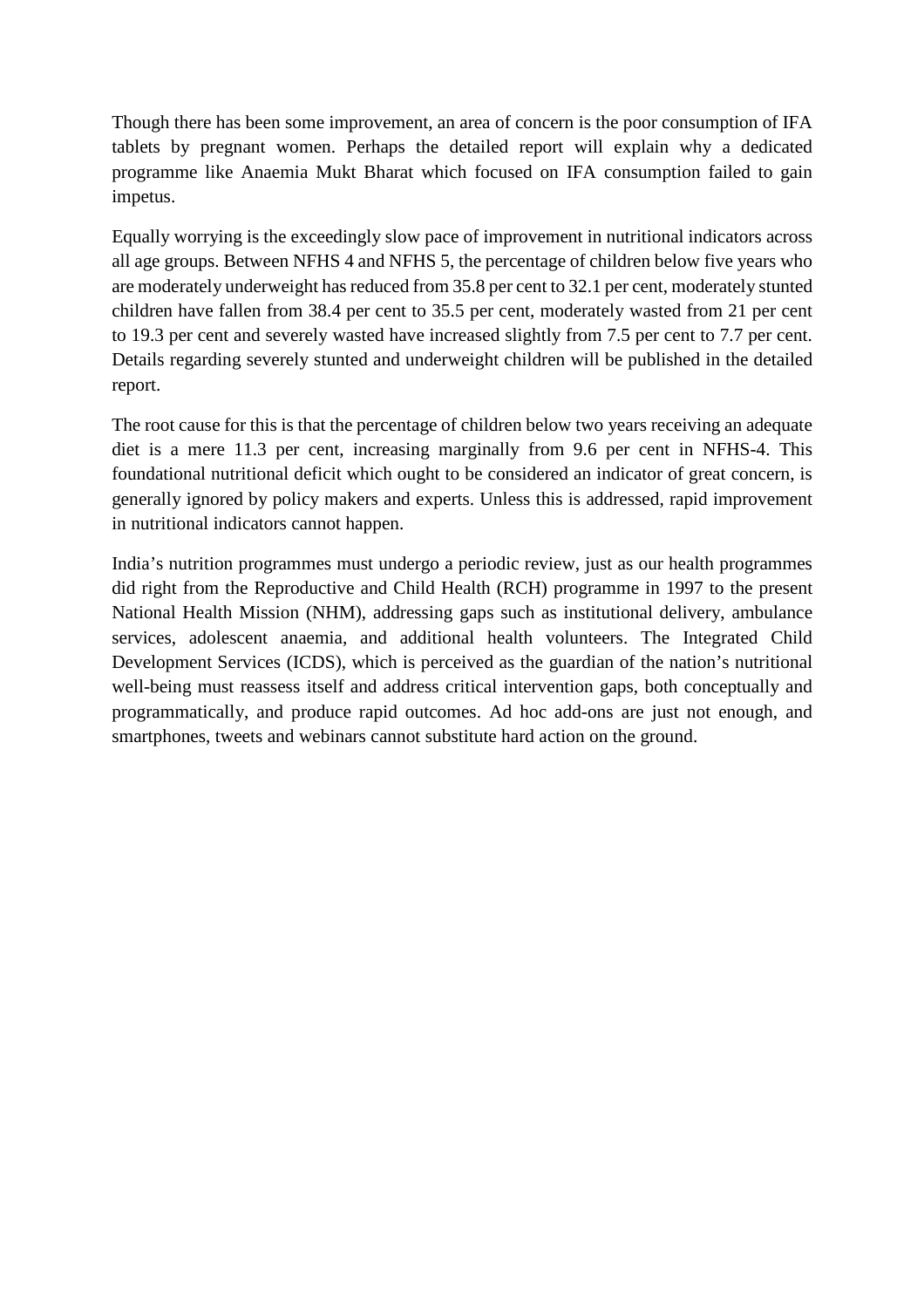Though there has been some improvement, an area of concern is the poor consumption of IFA tablets by pregnant women. Perhaps the detailed report will explain why a dedicated programme like Anaemia Mukt Bharat which focused on IFA consumption failed to gain impetus.

Equally worrying is the exceedingly slow pace of improvement in nutritional indicators across all age groups. Between NFHS 4 and NFHS 5, the percentage of children below five years who are moderately underweight has reduced from 35.8 per cent to 32.1 per cent, moderately stunted children have fallen from 38.4 per cent to 35.5 per cent, moderately wasted from 21 per cent to 19.3 per cent and severely wasted have increased slightly from 7.5 per cent to 7.7 per cent. Details regarding severely stunted and underweight children will be published in the detailed report.

The root cause for this is that the percentage of children below two years receiving an adequate diet is a mere 11.3 per cent, increasing marginally from 9.6 per cent in NFHS-4. This foundational nutritional deficit which ought to be considered an indicator of great concern, is generally ignored by policy makers and experts. Unless this is addressed, rapid improvement in nutritional indicators cannot happen.

India's nutrition programmes must undergo a periodic review, just as our health programmes did right from the Reproductive and Child Health (RCH) programme in 1997 to the present National Health Mission (NHM), addressing gaps such as institutional delivery, ambulance services, adolescent anaemia, and additional health volunteers. The Integrated Child Development Services (ICDS), which is perceived as the guardian of the nation's nutritional well-being must reassess itself and address critical intervention gaps, both conceptually and programmatically, and produce rapid outcomes. Ad hoc add-ons are just not enough, and smartphones, tweets and webinars cannot substitute hard action on the ground.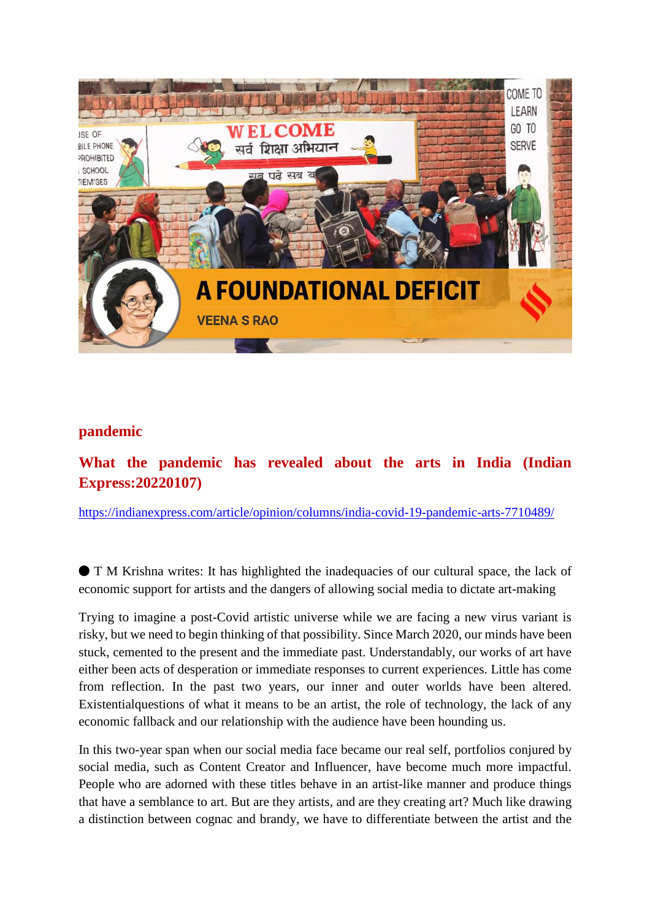## pandemic

## What the pandemic has revealed about the arts in India (Indian Express:20220107)

https://indianexpress.com/article/opinion/columns/india-covid-19-pandemic-arts-7710489/

● T M Krishna writes: It has highlighted the inadequacies of our cultural space, the lack of economic support for artists and the dangers of allowing social media to dictate art-making

Trying to imagine a post-Covid artistic universe while we are facing a new virus variant is risky, but we need to begin thinking of that possibility. Since March 2020, our minds have been stuck, cemented to the present and the immediate past. Understandably, our works of art have either been acts of desperation or immediate responses to current experiences. Little has come from reflection. In the past two years, our inner and outer worlds have been altered. Existentialquestions of what it means to be an artist, the role of technology, the lack of any economic fallback and our relationship with the audience have been hounding us.

In this two-year span when our social media face became our real self, portfolios conjured by social media, such as Content Creator and Influencer, have become much more impactful. People who are adorned with these titles behave in an artist-like manner and produce things that have a semblance to art. But are they artists, and are they creating art? Much like drawing a distinction between cognac and brandy, we have to differentiate between the artist and the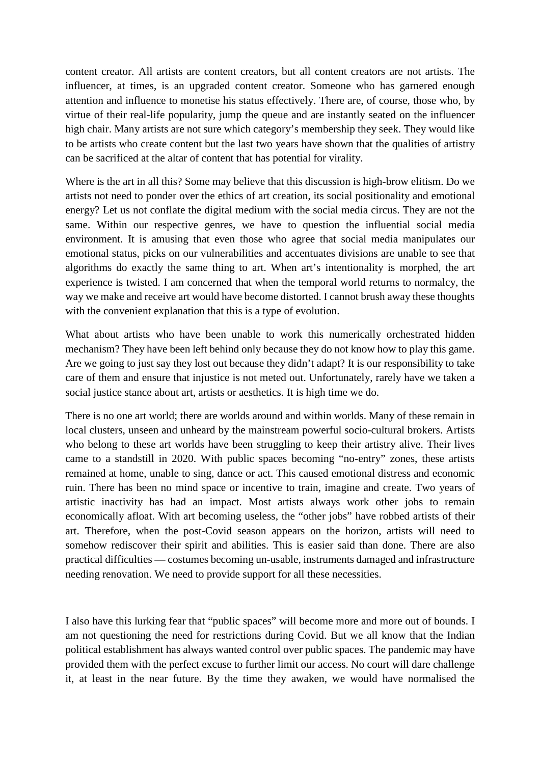content creator. All artists are content creators, but all content creators are not artists. The influencer, at times, is an upgraded content creator. Someone who has garnered enough attention and influence to monetise his status effectively. There are, of course, those who, by virtue of their real-life popularity, jump the queue and are instantly seated on the influencer high chair. Many artists are not sure which category's membership they seek. They would like to be artists who create content but the last two years have shown that the qualities of artistry can be sacrificed at the altar of content that has potential for virality.

Where is the art in all this? Some may believe that this discussion is high-brow elitism. Do we artists not need to ponder over the ethics of art creation, its social positionality and emotional energy? Let us not conflate the digital medium with the social media circus. They are not the same. Within our respective genres, we have to question the influential social media environment. It is amusing that even those who agree that social media manipulates our emotional status, picks on our vulnerabilities and accentuates divisions are unable to see that algorithms do exactly the same thing to art. When art's intentionality is morphed, the art experience is twisted. I am concerned that when the temporal world returns to normalcy, the way we make and receive art would have become distorted. I cannot brush away these thoughts with the convenient explanation that this is a type of evolution.

What about artists who have been unable to work this numerically orchestrated hidden mechanism? They have been left behind only because they do not know how to play this game. Are we going to just say they lost out because they didn't adapt? It is our responsibility to take care of them and ensure that injustice is not meted out. Unfortunately, rarely have we taken a social justice stance about art, artists or aesthetics. It is high time we do.

There is no one art world; there are worlds around and within worlds. Many of these remain in local clusters, unseen and unheard by the mainstream powerful socio-cultural brokers. Artists who belong to these art worlds have been struggling to keep their artistry alive. Their lives came to a standstill in 2020. With public spaces becoming "no-entry" zones, these artists remained at home, unable to sing, dance or act. This caused emotional distress and economic ruin. There has been no mind space or incentive to train, imagine and create. Two years of artistic inactivity has had an impact. Most artists always work other jobs to remain economically afloat. With art becoming useless, the "other jobs" have robbed artists of their art. Therefore, when the post-Covid season appears on the horizon, artists will need to somehow rediscover their spirit and abilities. This is easier said than done. There are also practical difficulties — costumes becoming un-usable, instruments damaged and infrastructure needing renovation. We need to provide support for all these necessities.

I also have this lurking fear that "public spaces" will become more and more out of bounds. I am not questioning the need for restrictions during Covid. But we all know that the Indian political establishment has always wanted control over public spaces. The pandemic may have provided them with the perfect excuse to further limit our access. No court will dare challenge it, at least in the near future. By the time they awaken, we would have normalised the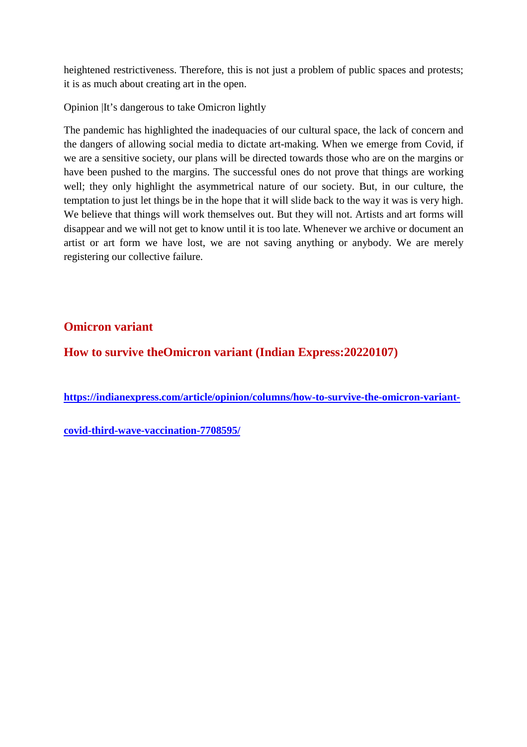heightened restrictiveness. Therefore, this is not just a problem of public spaces and protests; it is as much about creating art in the open.

Opinion |It's dangerous to take Omicron lightly

The pandemic has highlighted the inadequacies of our cultural space, the lack of concern and the dangers of allowing social media to dictate art-making. When we emerge from Covid, if we are a sensitive society, our plans will be directed towards those who are on the margins or have been pushed to the margins. The successful ones do not prove that things are working well; they only highlight the asymmetrical nature of our society. But, in our culture, the temptation to just let things be in the hope that it will slide back to the way it was is very high. We believe that things will work themselves out. But they will not. Artists and art forms will disappear and we will not get to know until it is too late. Whenever we archive or document an artist or art form we have lost, we are not saving anything or anybody. We are merely registering our collective failure.

## Omicron variant

## How to survive theOmicron variant (Indian Express:20220107)

**https://indianexpress.com/article/opinion/columns/how-to-survive-the-omicron-variant-covid-third-wave-vaccination-7708595/**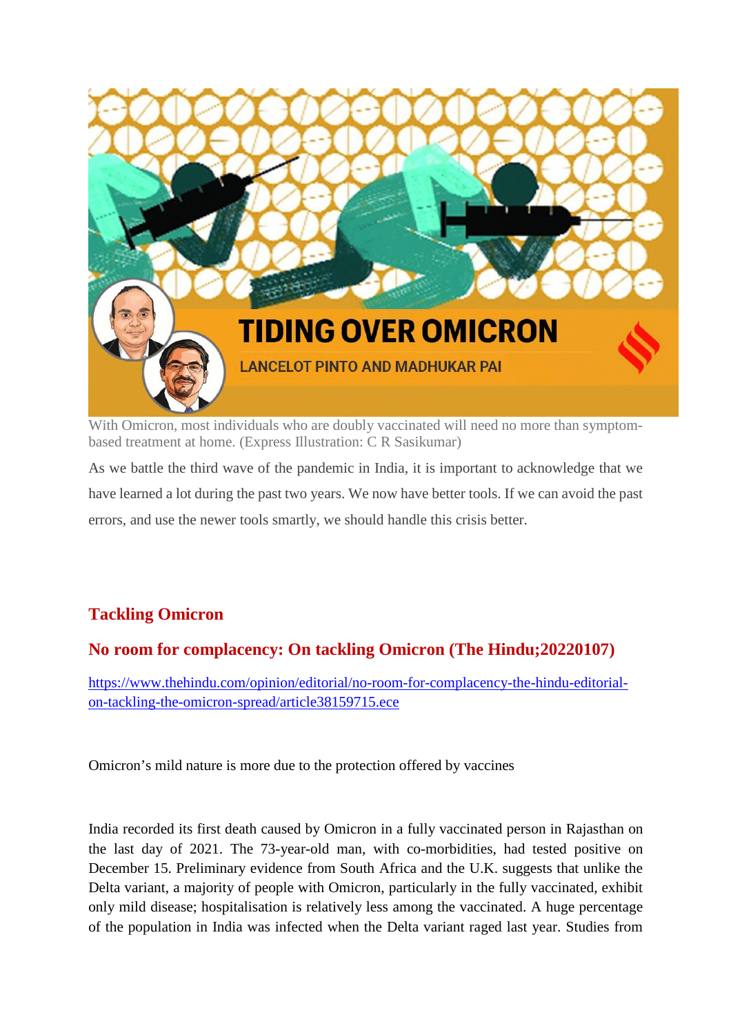With Omicron, most individuals who are doubly vaccinated will need no more than symptom-based treatment at home. (Express Illustration: C R Sasikumar)

As we battle the third wave of the pandemic in India, it is important to acknowledge that we have learned a lot during the past two years. We now have better tools. If we can avoid the past errors, and use the newer tools smartly, we should handle this crisis better.

## Tackling Omicron

## No room for complacency: On tackling Omicron (The Hindu;20220107)

https://www.thehindu.com/opinion/editorial/no-room-for-complacency-the-hindu-editorial-on-tackling-the-omicron-spread/article38159715.ece

Omicron's mild nature is more due to the protection offered by vaccines

India recorded its first death caused by Omicron in a fully vaccinated person in Rajasthan on the last day of 2021. The 73-year-old man, with co-morbidities, had tested positive on December 15. Preliminary evidence from South Africa and the U.K. suggests that unlike the Delta variant, a majority of people with Omicron, particularly in the fully vaccinated, exhibit only mild disease; hospitalisation is relatively less among the vaccinated. A huge percentage of the population in India was infected when the Delta variant raged last year. Studies from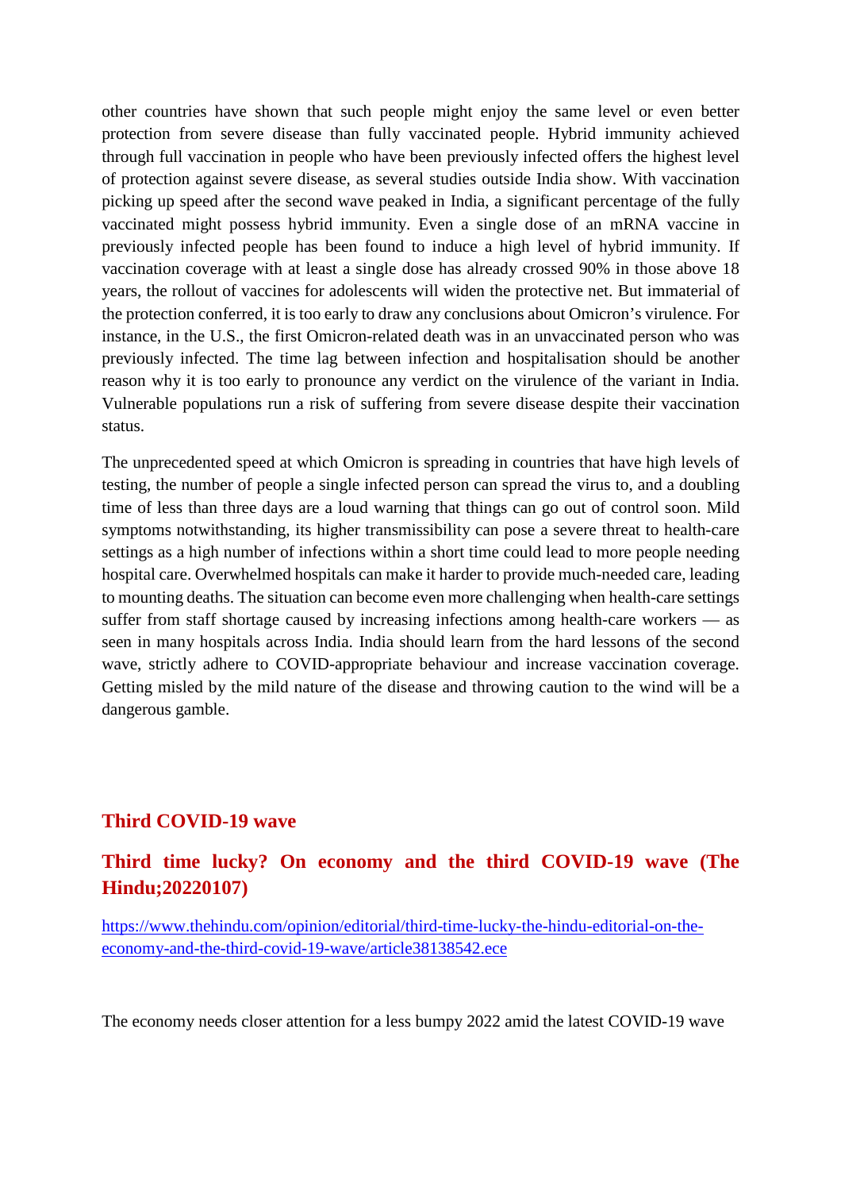other countries have shown that such people might enjoy the same level or even better protection from severe disease than fully vaccinated people. Hybrid immunity achieved through full vaccination in people who have been previously infected offers the highest level of protection against severe disease, as several studies outside India show. With vaccination picking up speed after the second wave peaked in India, a significant percentage of the fully vaccinated might possess hybrid immunity. Even a single dose of an mRNA vaccine in previously infected people has been found to induce a high level of hybrid immunity. If vaccination coverage with at least a single dose has already crossed 90% in those above 18 years, the rollout of vaccines for adolescents will widen the protective net. But immaterial of the protection conferred, it is too early to draw any conclusions about Omicron's virulence. For instance, in the U.S., the first Omicron-related death was in an unvaccinated person who was previously infected. The time lag between infection and hospitalisation should be another reason why it is too early to pronounce any verdict on the virulence of the variant in India. Vulnerable populations run a risk of suffering from severe disease despite their vaccination status.

The unprecedented speed at which Omicron is spreading in countries that have high levels of testing, the number of people a single infected person can spread the virus to, and a doubling time of less than three days are a loud warning that things can go out of control soon. Mild symptoms notwithstanding, its higher transmissibility can pose a severe threat to health-care settings as a high number of infections within a short time could lead to more people needing hospital care. Overwhelmed hospitals can make it harder to provide much-needed care, leading to mounting deaths. The situation can become even more challenging when health-care settings suffer from staff shortage caused by increasing infections among health-care workers — as seen in many hospitals across India. India should learn from the hard lessons of the second wave, strictly adhere to COVID-appropriate behaviour and increase vaccination coverage. Getting misled by the mild nature of the disease and throwing caution to the wind will be a dangerous gamble.

## Third COVID-19 wave

## Third time lucky? On economy and the third COVID-19 wave (The Hindu;20220107)

[https://www.thehindu.com/opinion/editorial/third-time-lucky-the-hindu-editorial-on-the-economy-and-the-third-covid-19-wave/article38138542.ece](https://www.thehindu.com/opinion/editorial/third-time-lucky-the-hindu-editorial-on-the-economy-and-the-third-covid-19-wave/article38138542.ece)

The economy needs closer attention for a less bumpy 2022 amid the latest COVID-19 wave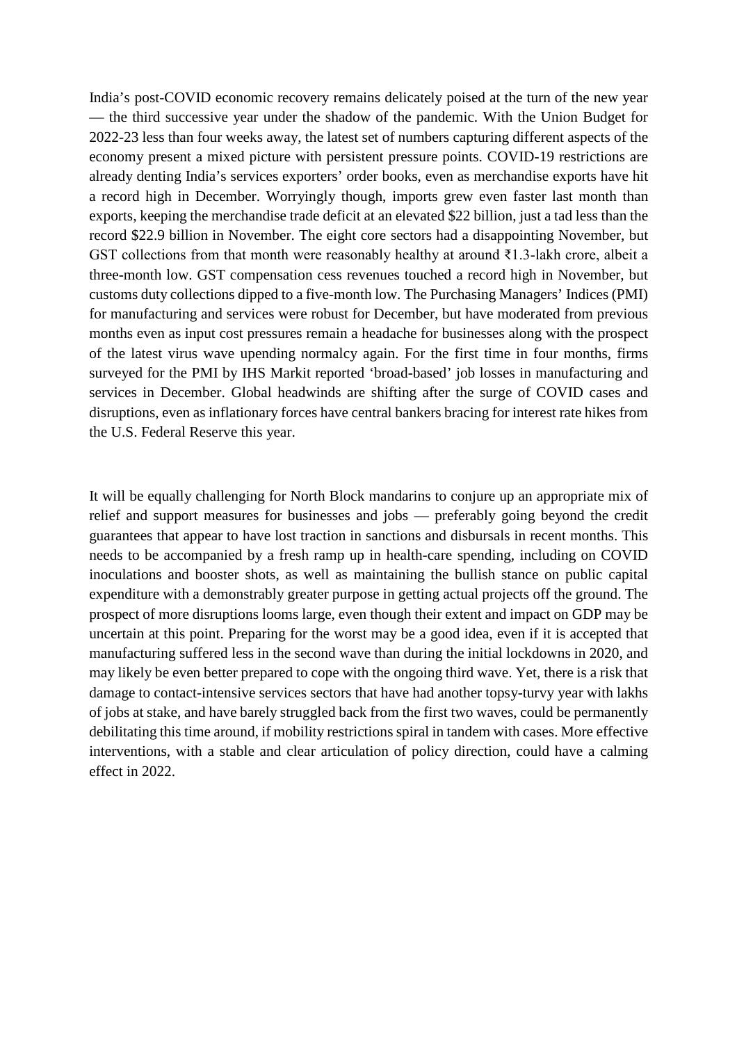India's post-COVID economic recovery remains delicately poised at the turn of the new year — the third successive year under the shadow of the pandemic. With the Union Budget for 2022-23 less than four weeks away, the latest set of numbers capturing different aspects of the economy present a mixed picture with persistent pressure points. COVID-19 restrictions are already denting India's services exporters' order books, even as merchandise exports have hit a record high in December. Worryingly though, imports grew even faster last month than exports, keeping the merchandise trade deficit at an elevated $22 billion, just a tad less than the record $22.9 billion in November. The eight core sectors had a disappointing November, but GST collections from that month were reasonably healthy at around ₹1.3-lakh crore, albeit a three-month low. GST compensation cess revenues touched a record high in November, but customs duty collections dipped to a five-month low. The Purchasing Managers' Indices (PMI) for manufacturing and services were robust for December, but have moderated from previous months even as input cost pressures remain a headache for businesses along with the prospect of the latest virus wave upending normalcy again. For the first time in four months, firms surveyed for the PMI by IHS Markit reported 'broad-based' job losses in manufacturing and services in December. Global headwinds are shifting after the surge of COVID cases and disruptions, even as inflationary forces have central bankers bracing for interest rate hikes from the U.S. Federal Reserve this year.

It will be equally challenging for North Block mandarins to conjure up an appropriate mix of relief and support measures for businesses and jobs — preferably going beyond the credit guarantees that appear to have lost traction in sanctions and disbursals in recent months. This needs to be accompanied by a fresh ramp up in health-care spending, including on COVID inoculations and booster shots, as well as maintaining the bullish stance on public capital expenditure with a demonstrably greater purpose in getting actual projects off the ground. The prospect of more disruptions looms large, even though their extent and impact on GDP may be uncertain at this point. Preparing for the worst may be a good idea, even if it is accepted that manufacturing suffered less in the second wave than during the initial lockdowns in 2020, and may likely be even better prepared to cope with the ongoing third wave. Yet, there is a risk that damage to contact-intensive services sectors that have had another topsy-turvy year with lakhs of jobs at stake, and have barely struggled back from the first two waves, could be permanently debilitating this time around, if mobility restrictions spiral in tandem with cases. More effective interventions, with a stable and clear articulation of policy direction, could have a calming effect in 2022.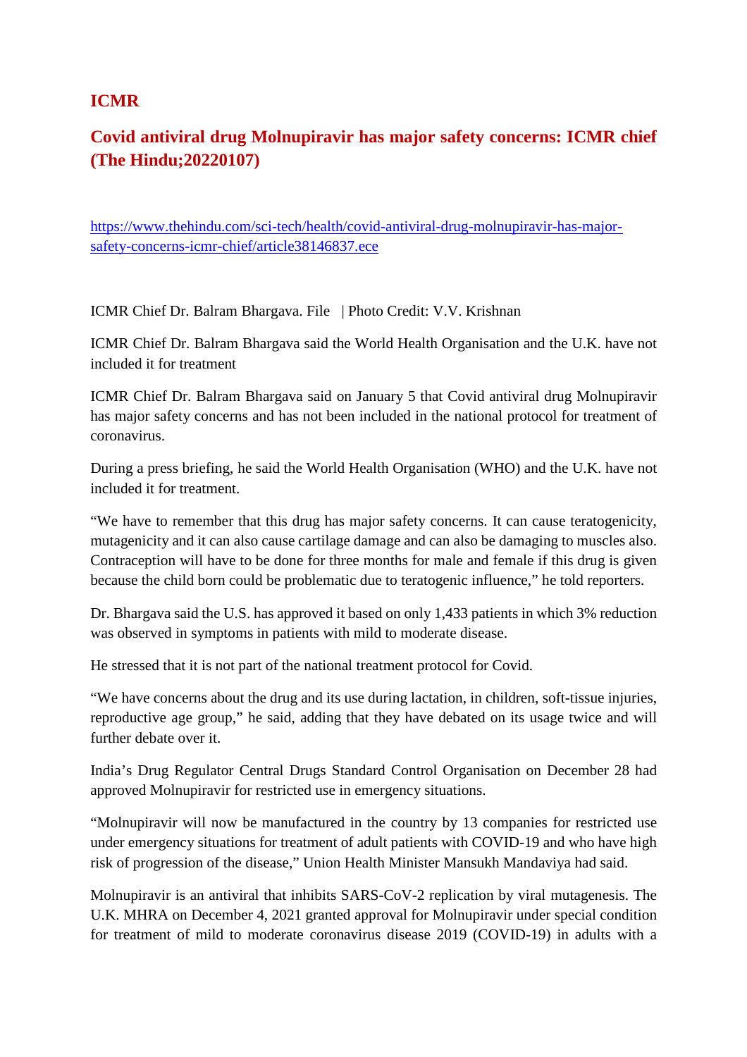## ICMR

## Covid antiviral drug Molnupiravir has major safety concerns: ICMR chief (The Hindu;20220107)

https://www.thehindu.com/sci-tech/health/covid-antiviral-drug-molnupiravir-has-major-safety-concerns-icmr-chief/article38146837.ece

ICMR Chief Dr. Balram Bhargava. File | Photo Credit: V.V. Krishnan

ICMR Chief Dr. Balram Bhargava said the World Health Organisation and the U.K. have not included it for treatment

ICMR Chief Dr. Balram Bhargava said on January 5 that Covid antiviral drug Molnupiravir has major safety concerns and has not been included in the national protocol for treatment of coronavirus.

During a press briefing, he said the World Health Organisation (WHO) and the U.K. have not included it for treatment.

"We have to remember that this drug has major safety concerns. It can cause teratogenicity, mutagenicity and it can also cause cartilage damage and can also be damaging to muscles also. Contraception will have to be done for three months for male and female if this drug is given because the child born could be problematic due to teratogenic influence," he told reporters.

Dr. Bhargava said the U.S. has approved it based on only 1,433 patients in which 3% reduction was observed in symptoms in patients with mild to moderate disease.

He stressed that it is not part of the national treatment protocol for Covid.

"We have concerns about the drug and its use during lactation, in children, soft-tissue injuries, reproductive age group," he said, adding that they have debated on its usage twice and will further debate over it.

India's Drug Regulator Central Drugs Standard Control Organisation on December 28 had approved Molnupiravir for restricted use in emergency situations.

"Molnupiravir will now be manufactured in the country by 13 companies for restricted use under emergency situations for treatment of adult patients with COVID-19 and who have high risk of progression of the disease," Union Health Minister Mansukh Mandaviya had said.

Molnupiravir is an antiviral that inhibits SARS-CoV-2 replication by viral mutagenesis. The U.K. MHRA on December 4, 2021 granted approval for Molnupiravir under special condition for treatment of mild to moderate coronavirus disease 2019 (COVID-19) in adults with a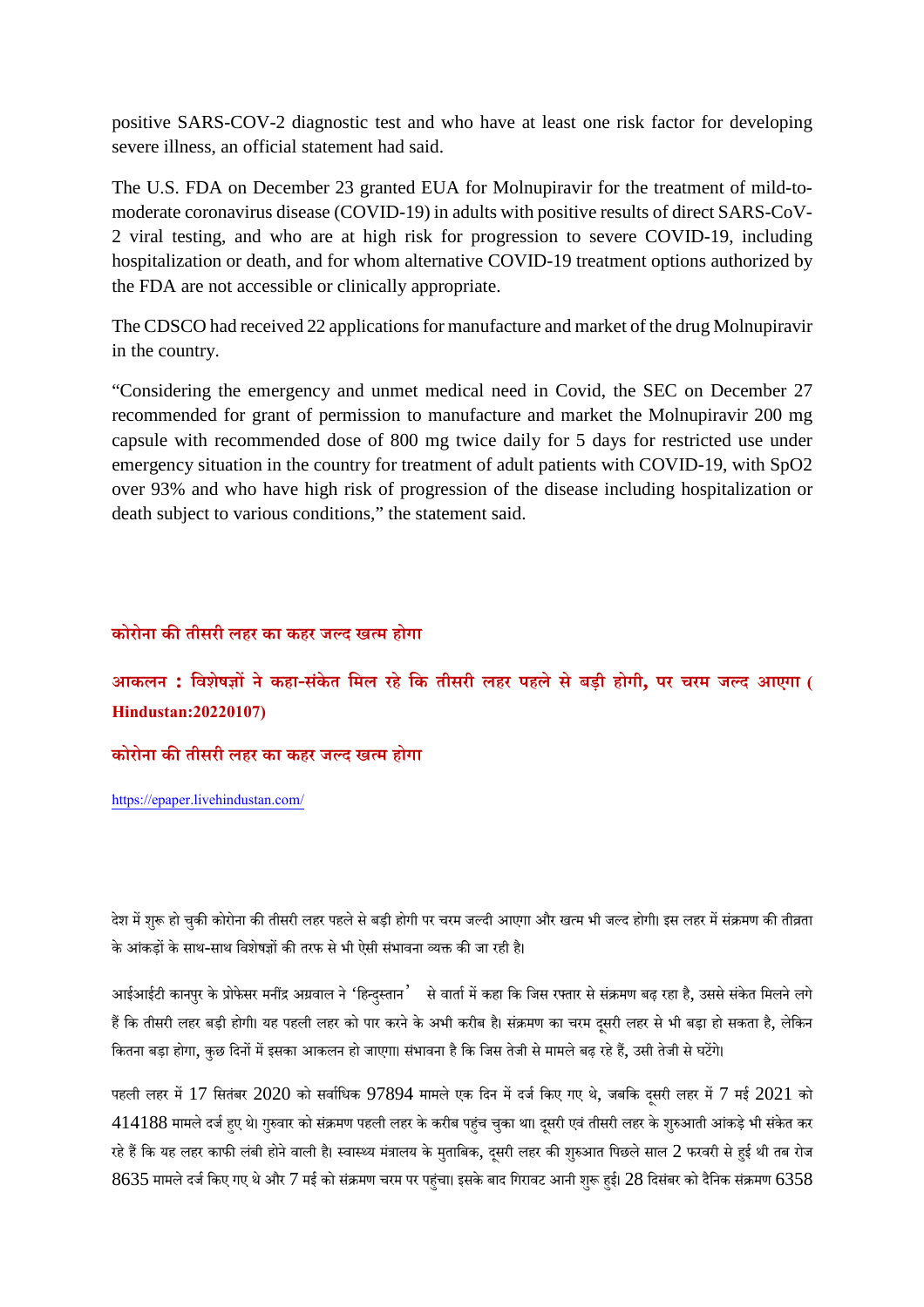positive SARS-COV-2 diagnostic test and who have at least one risk factor for developing severe illness, an official statement had said.

The U.S. FDA on December 23 granted EUA for Molnupiravir for the treatment of mild-to-moderate coronavirus disease (COVID-19) in adults with positive results of direct SARS-CoV-2 viral testing, and who are at high risk for progression to severe COVID-19, including hospitalization or death, and for whom alternative COVID-19 treatment options authorized by the FDA are not accessible or clinically appropriate.

The CDSCO had received 22 applications for manufacture and market of the drug Molnupiravir in the country.

"Considering the emergency and unmet medical need in Covid, the SEC on December 27 recommended for grant of permission to manufacture and market the Molnupiravir 200 mg capsule with recommended dose of 800 mg twice daily for 5 days for restricted use under emergency situation in the country for treatment of adult patients with COVID-19, with SpO2 over 93% and who have high risk of progression of the disease including hospitalization or death subject to various conditions," the statement said.

**कोरोना की तीसरी लहर का कहर जल्द खत्म होगा**

**आकलन : विशेषज्ञों ने कहा-संकेत मिल रहे कि तीसरी लहर पहले से बड़ी होगी, पर चरम जल्द आएगा ( Hindustan:20220107)**

**कोरोना की तीसरी लहर का कहर जल्द खत्म होगा**

https://epaper.livehindustan.com/

देश में शुरू हो चुकी कोरोना की तीसरी लहर पहले से बड़ी होगी पर चरम जल्दी आएगा और खत्म भी जल्द होगी। इस लहर में संक्रमण की तीव्रता के आंकड़ों के साथ-साथ विशेषज्ञों की तरफ से भी ऐसी संभावना व्यक्त की जा रही है।

आईआईटी कानपुर के प्रोफेसर मनींद्र अग्रवाल ने 'हिन्दुस्तान' से वार्ता में कहा कि जिस रफ्तार से संक्रमण बढ़ रहा है, उससे संकेत मिलने लगे हैं कि तीसरी लहर बड़ी होगी। यह पहली लहर को पार करने के अभी करीब है। संक्रमण का चरम दूसरी लहर से भी बड़ा हो सकता है, लेकिन कितना बड़ा होगा, कुछ दिनों में इसका आकलन हो जाएगा। संभावना है कि जिस तेजी से मामले बढ़ रहे हैं, उसी तेजी से घटेंगे।

पहली लहर में 17 सितंबर 2020 को सर्वाधिक 97894 मामले एक दिन में दर्ज किए गए थे, जबकि दूसरी लहर में 7 मई 2021 को 414188 मामले दर्ज हुए थे। गुरुवार को संक्रमण पहली लहर के करीब पहुंच चुका था। दूसरी एवं तीसरी लहर के शुरुआती आंकड़े भी संकेत कर रहे हैं कि यह लहर काफी लंबी होने वाली है। स्वास्थ्य मंत्रालय के मुताबिक, दूसरी लहर की शुरुआत पिछले साल 2 फरवरी से हुई थी तब रोज 8635 मामले दर्ज किए गए थे और 7 मई को संक्रमण चरम पर पहुंचा। इसके बाद गिरावट आनी शुरू हुई। 28 दिसंबर को दैनिक संक्रमण 6358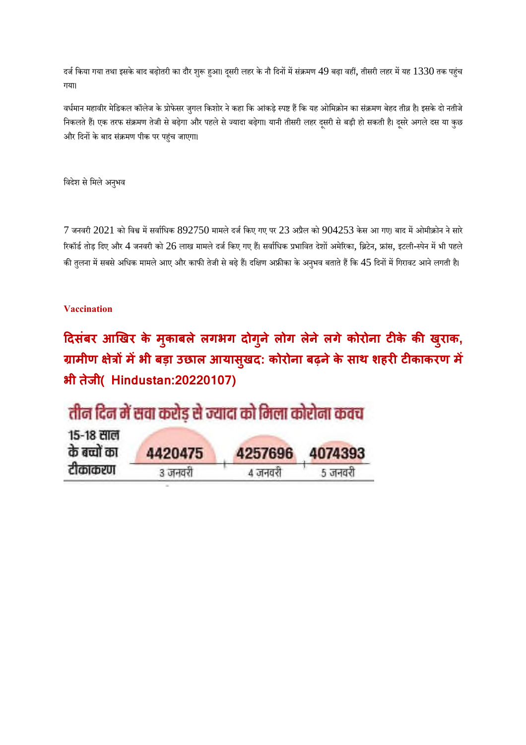दर्ज किया गया तथा इसके बाद बढ़ोतरी का दौर शुरू हुआ। दूसरी लहर के नौ दिनों में संक्रमण 49 बढ़ा वहीं, तीसरी लहर में यह 1330 तक पहुंच गया।

वर्धमान महावीर मेडिकल कॉलेज के प्रोफेसर जुगल किशोर ने कहा कि आंकड़े स्पष्ट हैं कि यह ओमिक्रोन का संक्रमण बेहद तीव्र है। इसके दो नतीजे निकलते हैं। एक तरफ संक्रमण तेजी से बढ़ेगा और पहले से ज्यादा बढ़ेगा। यानी तीसरी लहर दूसरी से बड़ी हो सकती है। दूसरे अगले दस या कुछ और दिनों के बाद संक्रमण पीक पर पहुंच जाएगा।

विदेश से मिले अनुभव

7 जनवरी 2021 को विश्व में सर्वाधिक 892750 मामले दर्ज किए गए पर 23 अप्रैल को 904253 केस आ गए। बाद में ओमीक्रोन ने सारे रिकॉर्ड तोड़ दिए और 4 जनवरी को 26 लाख मामले दर्ज किए गए हैं। सर्वाधिक प्रभावित देशों अमेरिका, ब्रिटेन, फ्रांस, इटली-स्पेन में भी पहले की तुलना में सबसे अधिक मामले आए और काफी तेजी से बढ़े हैं। दक्षिण अफ्रीका के अनुभव बताते हैं कि 45 दिनों में गिरावट आने लगती है।

**Vaccination**

## दिसंबर आखिर के मुकाबले लगभग दोगुने लोग लेने लगे कोरोना टीके की खुराक, ग्रामीण क्षेत्रों में भी बड़ा उछाल आयासुखद: कोरोना बढ़ने के साथ शहरी टीकाकरण में भी तेजी( Hindustan:20220107)

**तीन दिन में सवा करोड़ से ज्यादा को मिला कोरोना कवच**

| 15-18 साल के बच्चों का टीकाकरण | 3 जनवरी | 4 जनवरी | 5 जनवरी |
|---|---|---|---|
| | 4420475 | 4257696 | 4074393 |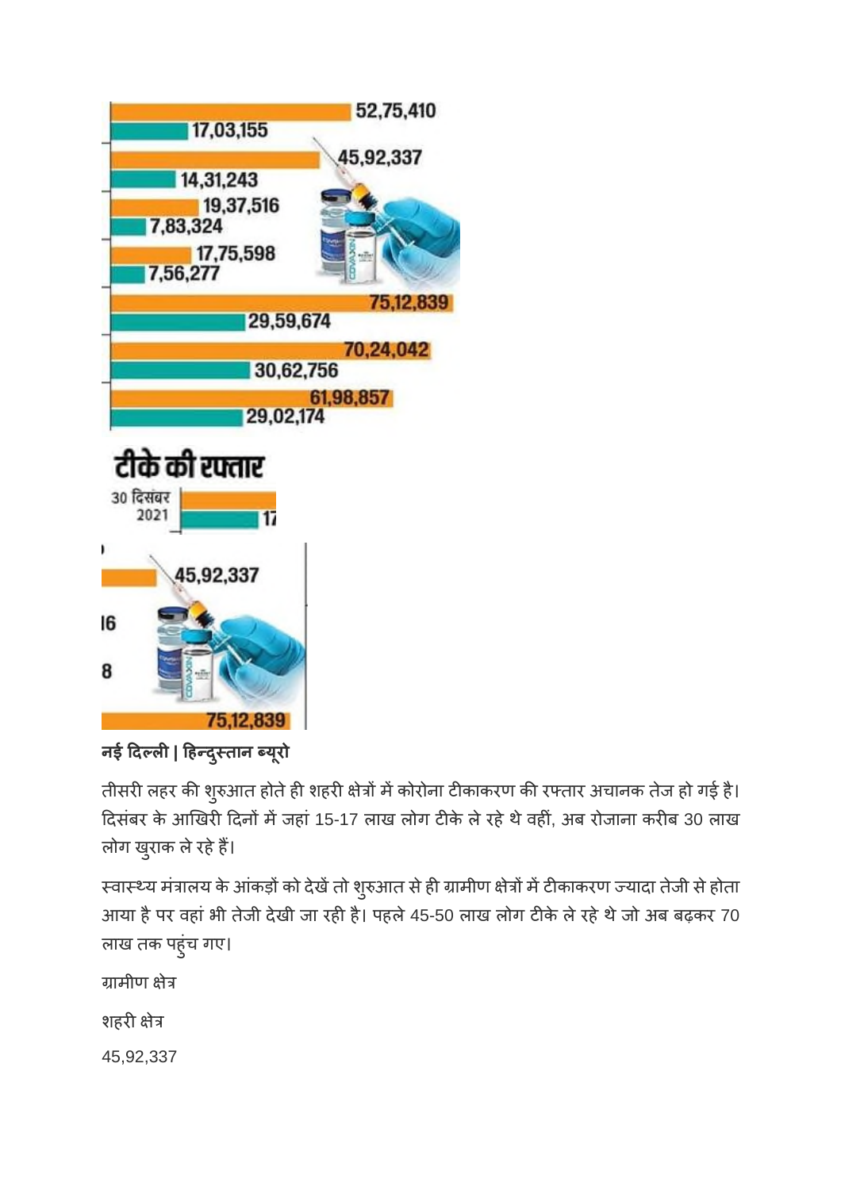52,75,410
17,03,155
45,92,337
14,31,243
19,37,516
7,83,324
17,75,598
7,56,277
75,12,839
29,59,674
70,24,042
30,62,756
61,98,857
29,02,174

# टीके की रफ्तार

30 दिसंबर 2021

45,92,337

75,12,839

**नई दिल्ली | हिन्दुस्तान ब्यूरो**

तीसरी लहर की शुरुआत होते ही शहरी क्षेत्रों में कोरोना टीकाकरण की रफ्तार अचानक तेज हो गई है। दिसंबर के आखिरी दिनों में जहां 15-17 लाख लोग टीके ले रहे थे वहीं, अब रोजाना करीब 30 लाख लोग खुराक ले रहे हैं।

स्वास्थ्य मंत्रालय के आंकड़ों को देखें तो शुरुआत से ही ग्रामीण क्षेत्रों में टीकाकरण ज्यादा तेजी से होता आया है पर वहां भी तेजी देखी जा रही है। पहले 45-50 लाख लोग टीके ले रहे थे जो अब बढ़कर 70 लाख तक पहुंच गए।

ग्रामीण क्षेत्र

शहरी क्षेत्र

45,92,337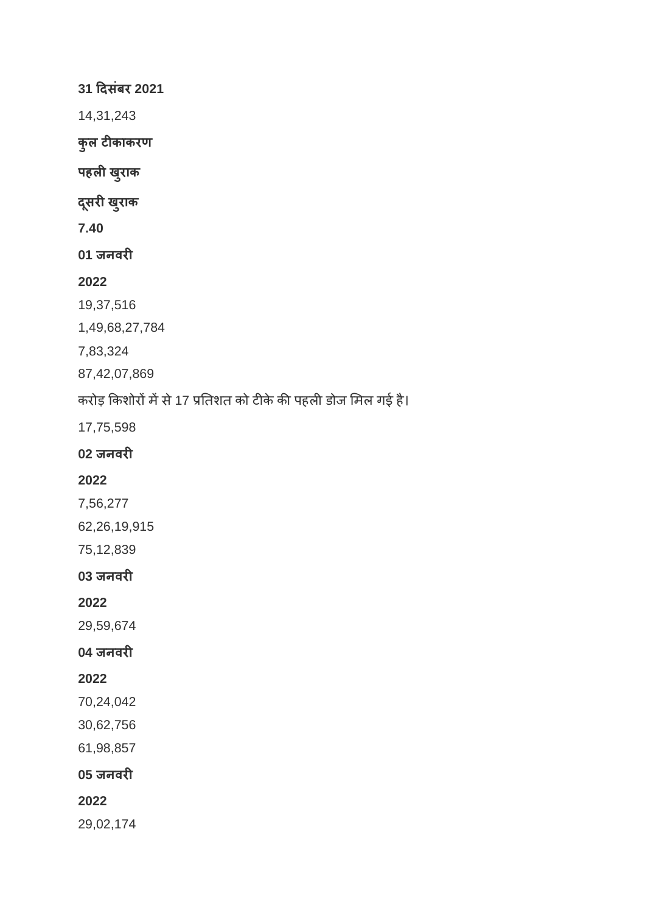**31 दिसंबर 2021**

14,31,243

**कुल टीकाकरण**

**पहली खुराक**

**दूसरी खुराक**

**7.40**

**01 जनवरी**

**2022**

19,37,516

1,49,68,27,784

7,83,324

87,42,07,869

करोड़ किशोरों में से 17 प्रतिशत को टीके की पहली डोज मिल गई है।

17,75,598

**02 जनवरी**

**2022**

7,56,277

62,26,19,915

75,12,839

**03 जनवरी**

**2022**

29,59,674

**04 जनवरी**

**2022**

70,24,042

30,62,756

61,98,857

**05 जनवरी**

**2022**

29,02,174